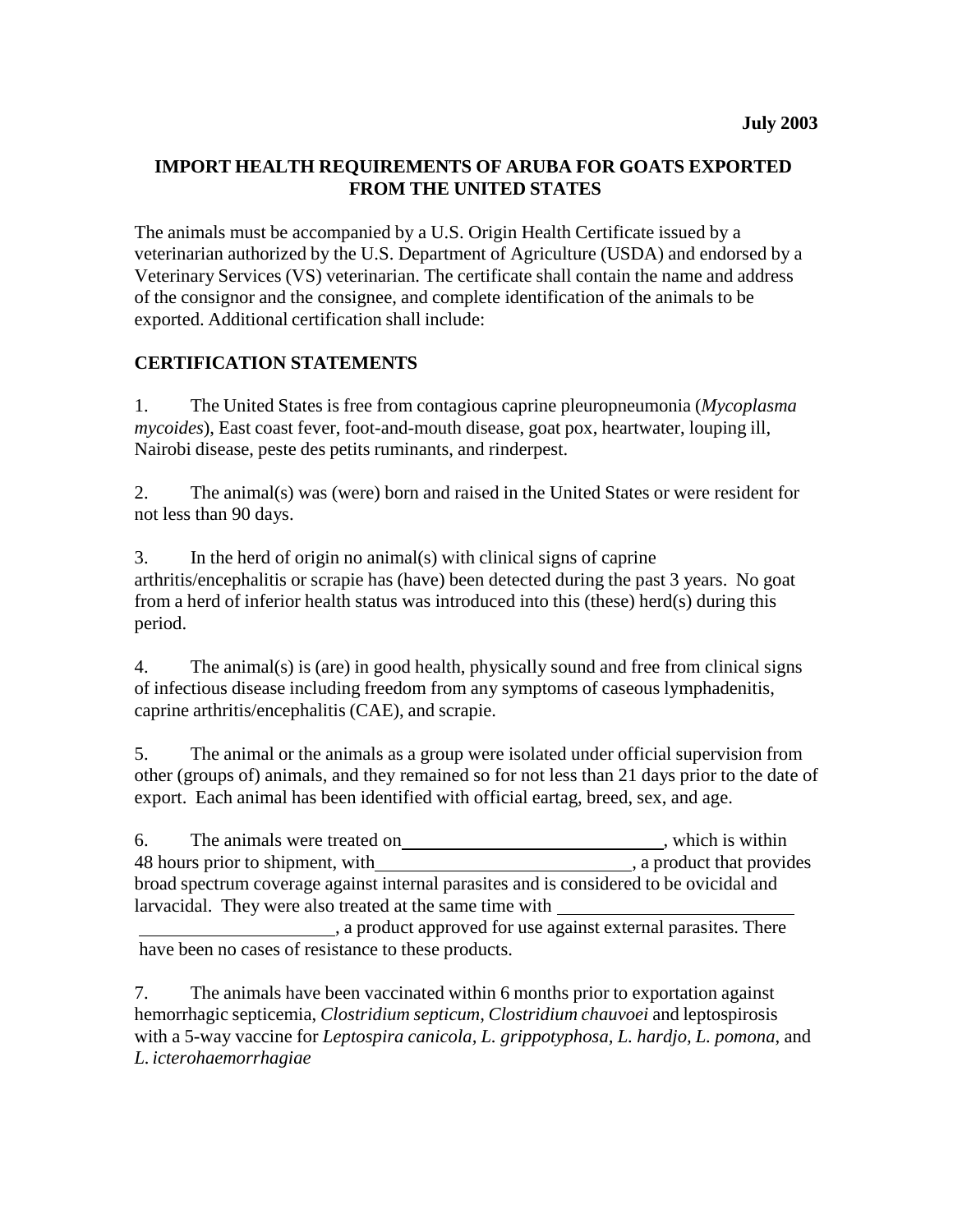**July 2003**

# IMPORT HEALTH REQUIREMENTS OF ARUBA FOR GOATS EXPORTED FROM THE UNITED STATES

The animals must be accompanied by a U.S. Origin Health Certificate issued by a veterinarian authorized by the U.S. Department of Agriculture (USDA) and endorsed by a Veterinary Services (VS) veterinarian. The certificate shall contain the name and address of the consignor and the consignee, and complete identification of the animals to be exported. Additional certification shall include:

## CERTIFICATION STATEMENTS

1. The United States is free from contagious caprine pleuropneumonia (*Mycoplasma mycoides*), East coast fever, foot-and-mouth disease, goat pox, heartwater, louping ill, Nairobi disease, peste des petits ruminants, and rinderpest.

2. The animal(s) was (were) born and raised in the United States or were resident for not less than 90 days.

3. In the herd of origin no animal(s) with clinical signs of caprine arthritis/encephalitis or scrapie has (have) been detected during the past 3 years. No goat from a herd of inferior health status was introduced into this (these) herd(s) during this period.

4. The animal(s) is (are) in good health, physically sound and free from clinical signs of infectious disease including freedom from any symptoms of caseous lymphadenitis, caprine arthritis/encephalitis (CAE), and scrapie.

5. The animal or the animals as a group were isolated under official supervision from other (groups of) animals, and they remained so for not less than 21 days prior to the date of export. Each animal has been identified with official eartag, breed, sex, and age.

6. The animals were treated on \_\_\_\_\_\_\_\_\_\_\_\_\_\_\_\_\_\_\_\_\_\_\_\_\_\_\_\_, which is within 48 hours prior to shipment, with \_\_\_\_\_\_\_\_\_\_\_\_\_\_\_\_\_\_\_\_\_\_\_\_\_\_\_\_, a product that provides broad spectrum coverage against internal parasites and is considered to be ovicidal and larvacidal. They were also treated at the same time with \_\_\_\_\_\_\_\_\_\_\_\_\_\_\_\_\_\_\_\_\_\_\_\_\_\_\_\_ \_\_\_\_\_\_\_\_\_\_\_\_\_\_\_\_\_\_\_\_\_\_, a product approved for use against external parasites. There have been no cases of resistance to these products.

7. The animals have been vaccinated within 6 months prior to exportation against hemorrhagic septicemia, *Clostridium septicum, Clostridium chauvoei* and leptospirosis with a 5-way vaccine for *Leptospira canicola, L. grippotyphosa, L. hardjo, L. pomona*, and *L. icterohaemorrhagiae*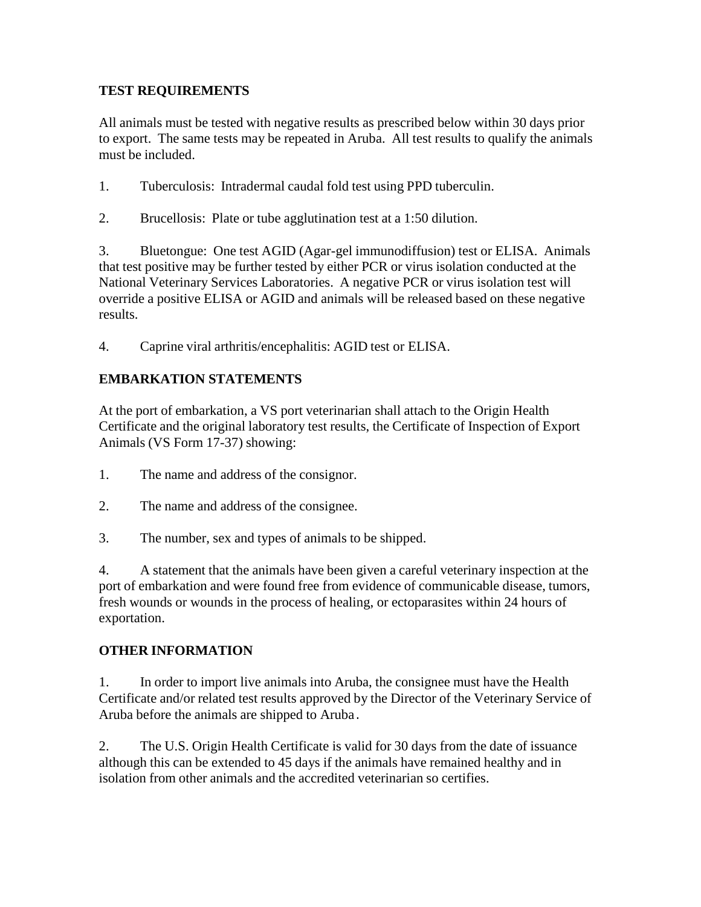## TEST REQUIREMENTS

All animals must be tested with negative results as prescribed below within 30 days prior to export. The same tests may be repeated in Aruba. All test results to qualify the animals must be included.

1. Tuberculosis: Intradermal caudal fold test using PPD tuberculin.

2. Brucellosis: Plate or tube agglutination test at a 1:50 dilution.

3. Bluetongue: One test AGID (Agar-gel immunodiffusion) test or ELISA. Animals that test positive may be further tested by either PCR or virus isolation conducted at the National Veterinary Services Laboratories. A negative PCR or virus isolation test will override a positive ELISA or AGID and animals will be released based on these negative results.

4. Caprine viral arthritis/encephalitis: AGID test or ELISA.

## EMBARKATION STATEMENTS

At the port of embarkation, a VS port veterinarian shall attach to the Origin Health Certificate and the original laboratory test results, the Certificate of Inspection of Export Animals (VS Form 17-37) showing:

1. The name and address of the consignor.

2. The name and address of the consignee.

3. The number, sex and types of animals to be shipped.

4. A statement that the animals have been given a careful veterinary inspection at the port of embarkation and were found free from evidence of communicable disease, tumors, fresh wounds or wounds in the process of healing, or ectoparasites within 24 hours of exportation.

## OTHER INFORMATION

1. In order to import live animals into Aruba, the consignee must have the Health Certificate and/or related test results approved by the Director of the Veterinary Service of Aruba before the animals are shipped to Aruba.

2. The U.S. Origin Health Certificate is valid for 30 days from the date of issuance although this can be extended to 45 days if the animals have remained healthy and in isolation from other animals and the accredited veterinarian so certifies.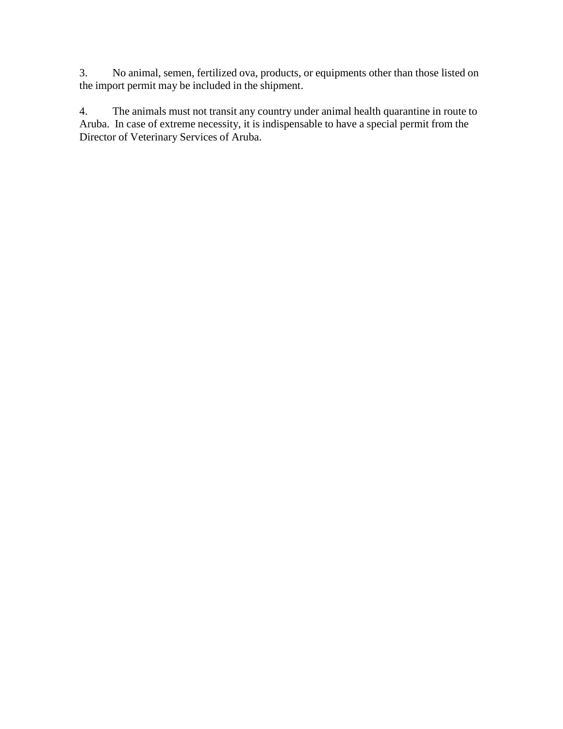3. No animal, semen, fertilized ova, products, or equipments other than those listed on the import permit may be included in the shipment.

4. The animals must not transit any country under animal health quarantine in route to Aruba. In case of extreme necessity, it is indispensable to have a special permit from the Director of Veterinary Services of Aruba.